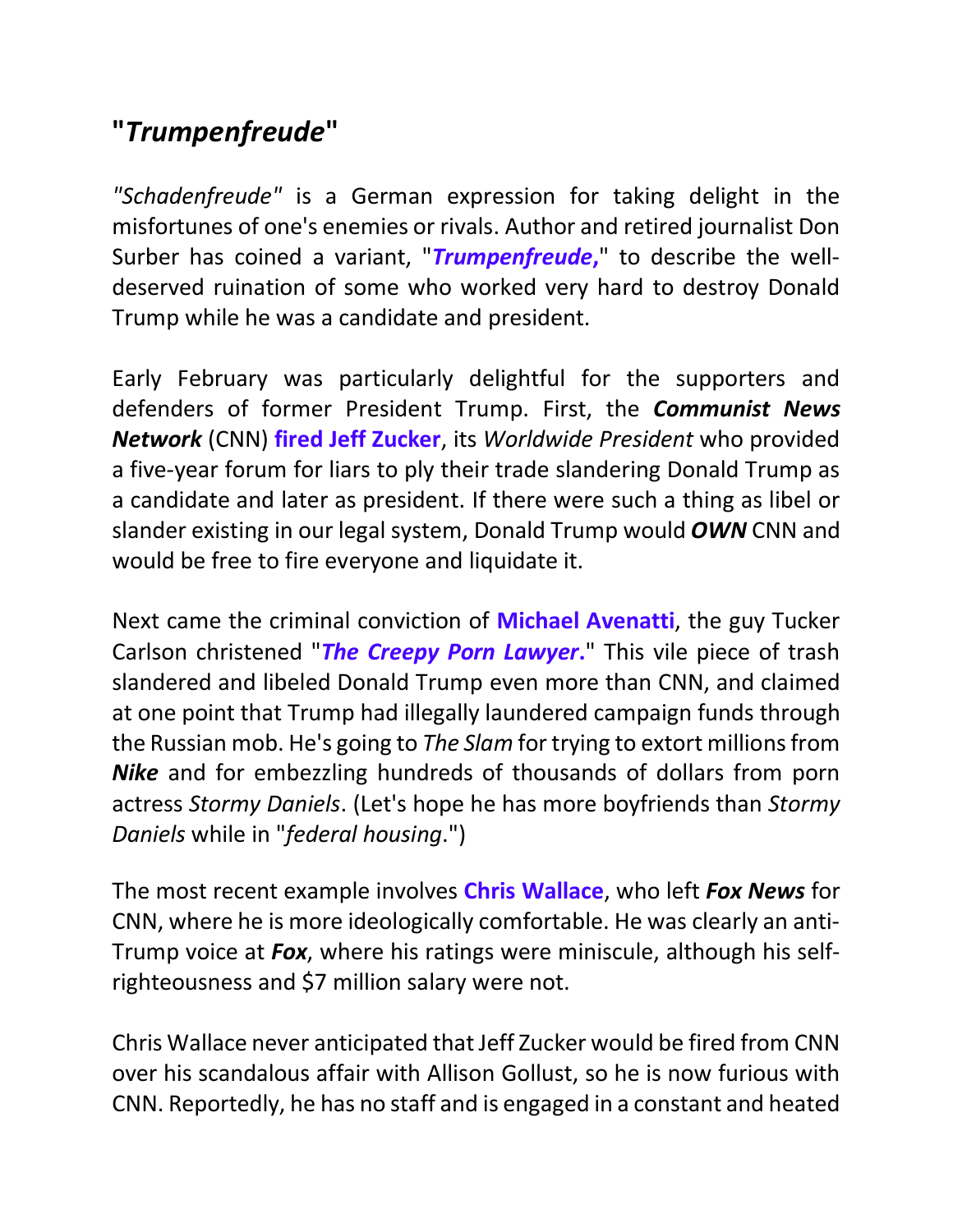## "*Trumpenfreude*"

*"Schadenfreude"* is a German expression for taking delight in the misfortunes of one's enemies or rivals. Author and retired journalist Don Surber has coined a variant, "***Trumpenfreude*,**" to describe the well-deserved ruination of some who worked very hard to destroy Donald Trump while he was a candidate and president.

Early February was particularly delightful for the supporters and defenders of former President Trump. First, the ***Communist News Network*** (CNN) **fired Jeff Zucker**, its *Worldwide President* who provided a five-year forum for liars to ply their trade slandering Donald Trump as a candidate and later as president. If there were such a thing as libel or slander existing in our legal system, Donald Trump would ***OWN*** CNN and would be free to fire everyone and liquidate it.

Next came the criminal conviction of **Michael Avenatti**, the guy Tucker Carlson christened "***The Creepy Porn Lawyer*.**" This vile piece of trash slandered and libeled Donald Trump even more than CNN, and claimed at one point that Trump had illegally laundered campaign funds through the Russian mob. He's going to *The Slam* for trying to extort millions from ***Nike*** and for embezzling hundreds of thousands of dollars from porn actress *Stormy Daniels*. (Let's hope he has more boyfriends than *Stormy Daniels* while in "*federal housing*.")

The most recent example involves **Chris Wallace**, who left ***Fox News*** for CNN, where he is more ideologically comfortable. He was clearly an anti-Trump voice at ***Fox***, where his ratings were miniscule, although his self-righteousness and $7 million salary were not.

Chris Wallace never anticipated that Jeff Zucker would be fired from CNN over his scandalous affair with Allison Gollust, so he is now furious with CNN. Reportedly, he has no staff and is engaged in a constant and heated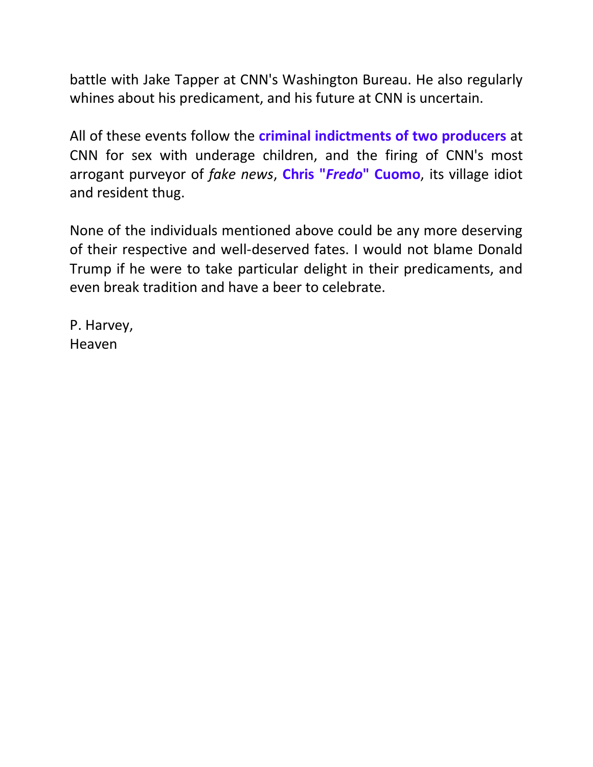battle with Jake Tapper at CNN's Washington Bureau. He also regularly whines about his predicament, and his future at CNN is uncertain.

All of these events follow the **criminal indictments of two producers** at CNN for sex with underage children, and the firing of CNN's most arrogant purveyor of *fake news*, **Chris "*Fredo*" Cuomo**, its village idiot and resident thug.

None of the individuals mentioned above could be any more deserving of their respective and well-deserved fates. I would not blame Donald Trump if he were to take particular delight in their predicaments, and even break tradition and have a beer to celebrate.

P. Harvey,
Heaven